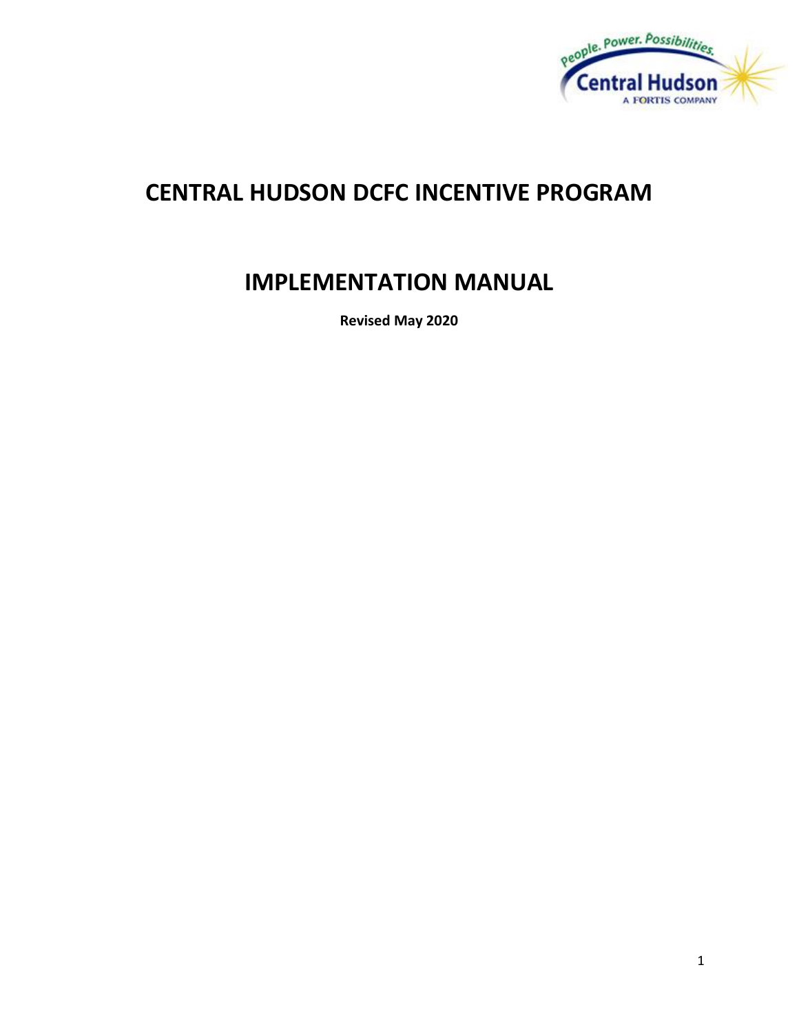# CENTRAL HUDSON DCFC INCENTIVE PROGRAM

# IMPLEMENTATION MANUAL

**Revised May 2020**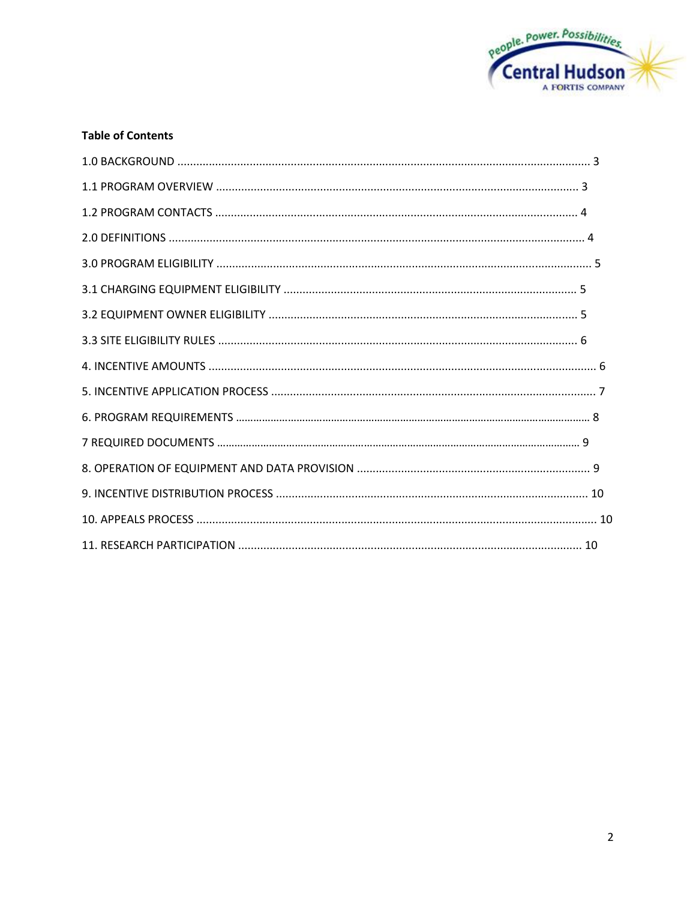**Table of Contents**

1.0 BACKGROUND ........................................................................................................................ 3

1.1 PROGRAM OVERVIEW ................................................................................................... 3

1.2 PROGRAM CONTACTS ..................................................................................................... 4

2.0 DEFINITIONS ........................................................................................................................ 4

3.0 PROGRAM ELIGIBILITY ..................................................................................................... 5

3.1 CHARGING EQUIPMENT ELIGIBILITY ............................................................................ 5

3.2 EQUIPMENT OWNER ELIGIBILITY ................................................................................. 5

3.3 SITE ELIGIBILITY RULES ................................................................................................. 6

4. INCENTIVE AMOUNTS .......................................................................................................... 6

5. INCENTIVE APPLICATION PROCESS ...................................................................................... 7

6. PROGRAM REQUIREMENTS .................................................................................................. 8

7 REQUIRED DOCUMENTS ........................................................................................................ 9

8. OPERATION OF EQUIPMENT AND DATA PROVISION ......................................................... 9

9. INCENTIVE DISTRIBUTION PROCESS .................................................................................. 10

10. APPEALS PROCESS ............................................................................................................. 10

11. RESEARCH PARTICIPATION ............................................................................................... 10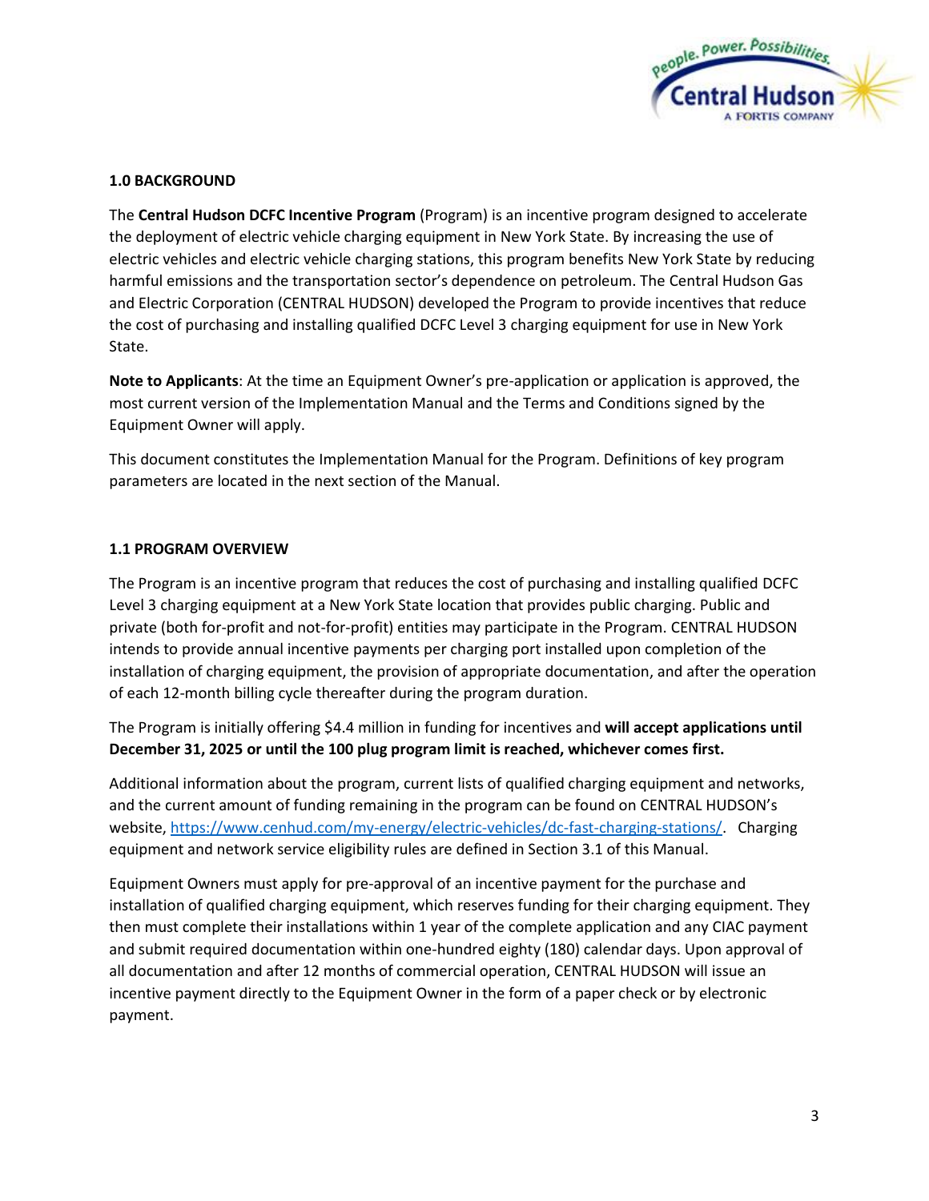## 1.0 BACKGROUND

The **Central Hudson DCFC Incentive Program** (Program) is an incentive program designed to accelerate the deployment of electric vehicle charging equipment in New York State. By increasing the use of electric vehicles and electric vehicle charging stations, this program benefits New York State by reducing harmful emissions and the transportation sector's dependence on petroleum. The Central Hudson Gas and Electric Corporation (CENTRAL HUDSON) developed the Program to provide incentives that reduce the cost of purchasing and installing qualified DCFC Level 3 charging equipment for use in New York State.

**Note to Applicants**: At the time an Equipment Owner's pre-application or application is approved, the most current version of the Implementation Manual and the Terms and Conditions signed by the Equipment Owner will apply.

This document constitutes the Implementation Manual for the Program. Definitions of key program parameters are located in the next section of the Manual.

## 1.1 PROGRAM OVERVIEW

The Program is an incentive program that reduces the cost of purchasing and installing qualified DCFC Level 3 charging equipment at a New York State location that provides public charging. Public and private (both for-profit and not-for-profit) entities may participate in the Program. CENTRAL HUDSON intends to provide annual incentive payments per charging port installed upon completion of the installation of charging equipment, the provision of appropriate documentation, and after the operation of each 12-month billing cycle thereafter during the program duration.

The Program is initially offering $4.4 million in funding for incentives and **will accept applications until December 31, 2025 or until the 100 plug program limit is reached, whichever comes first.**

Additional information about the program, current lists of qualified charging equipment and networks, and the current amount of funding remaining in the program can be found on CENTRAL HUDSON's website, [https://www.cenhud.com/my-energy/electric-vehicles/dc-fast-charging-stations/](https://www.cenhud.com/my-energy/electric-vehicles/dc-fast-charging-stations/). Charging equipment and network service eligibility rules are defined in Section 3.1 of this Manual.

Equipment Owners must apply for pre-approval of an incentive payment for the purchase and installation of qualified charging equipment, which reserves funding for their charging equipment. They then must complete their installations within 1 year of the complete application and any CIAC payment and submit required documentation within one-hundred eighty (180) calendar days. Upon approval of all documentation and after 12 months of commercial operation, CENTRAL HUDSON will issue an incentive payment directly to the Equipment Owner in the form of a paper check or by electronic payment.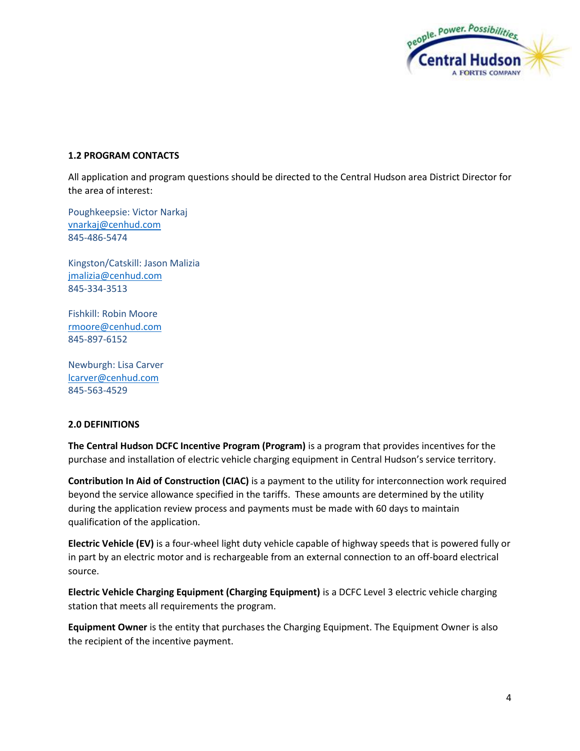### 1.2 PROGRAM CONTACTS

All application and program questions should be directed to the Central Hudson area District Director for the area of interest:

Poughkeepsie: Victor Narkaj
vnarkaj@cenhud.com
845-486-5474

Kingston/Catskill: Jason Malizia
jmalizia@cenhud.com
845-334-3513

Fishkill: Robin Moore
rmoore@cenhud.com
845-897-6152

Newburgh: Lisa Carver
lcarver@cenhud.com
845-563-4529

### 2.0 DEFINITIONS

**The Central Hudson DCFC Incentive Program (Program)** is a program that provides incentives for the purchase and installation of electric vehicle charging equipment in Central Hudson's service territory.

**Contribution In Aid of Construction (CIAC)** is a payment to the utility for interconnection work required beyond the service allowance specified in the tariffs. These amounts are determined by the utility during the application review process and payments must be made with 60 days to maintain qualification of the application.

**Electric Vehicle (EV)** is a four-wheel light duty vehicle capable of highway speeds that is powered fully or in part by an electric motor and is rechargeable from an external connection to an off-board electrical source.

**Electric Vehicle Charging Equipment (Charging Equipment)** is a DCFC Level 3 electric vehicle charging station that meets all requirements the program.

**Equipment Owner** is the entity that purchases the Charging Equipment. The Equipment Owner is also the recipient of the incentive payment.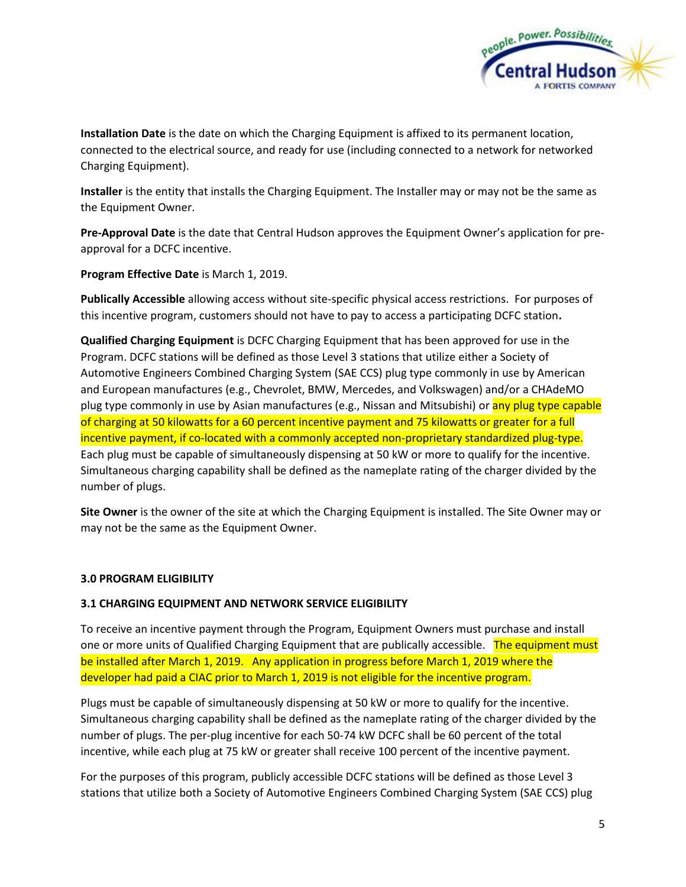**Installation Date** is the date on which the Charging Equipment is affixed to its permanent location, connected to the electrical source, and ready for use (including connected to a network for networked Charging Equipment).

**Installer** is the entity that installs the Charging Equipment. The Installer may or may not be the same as the Equipment Owner.

**Pre-Approval Date** is the date that Central Hudson approves the Equipment Owner's application for pre-approval for a DCFC incentive.

**Program Effective Date** is March 1, 2019.

**Publically Accessible** allowing access without site-specific physical access restrictions. For purposes of this incentive program, customers should not have to pay to access a participating DCFC station**.**

**Qualified Charging Equipment** is DCFC Charging Equipment that has been approved for use in the Program. DCFC stations will be defined as those Level 3 stations that utilize either a Society of Automotive Engineers Combined Charging System (SAE CCS) plug type commonly in use by American and European manufactures (e.g., Chevrolet, BMW, Mercedes, and Volkswagen) and/or a CHAdeMO plug type commonly in use by Asian manufactures (e.g., Nissan and Mitsubishi) or any plug type capable of charging at 50 kilowatts for a 60 percent incentive payment and 75 kilowatts or greater for a full incentive payment, if co-located with a commonly accepted non-proprietary standardized plug-type. Each plug must be capable of simultaneously dispensing at 50 kW or more to qualify for the incentive. Simultaneous charging capability shall be defined as the nameplate rating of the charger divided by the number of plugs.

**Site Owner** is the owner of the site at which the Charging Equipment is installed. The Site Owner may or may not be the same as the Equipment Owner.

## 3.0 PROGRAM ELIGIBILITY

### 3.1 CHARGING EQUIPMENT AND NETWORK SERVICE ELIGIBILITY

To receive an incentive payment through the Program, Equipment Owners must purchase and install one or more units of Qualified Charging Equipment that are publically accessible. The equipment must be installed after March 1, 2019. Any application in progress before March 1, 2019 where the developer had paid a CIAC prior to March 1, 2019 is not eligible for the incentive program.

Plugs must be capable of simultaneously dispensing at 50 kW or more to qualify for the incentive. Simultaneous charging capability shall be defined as the nameplate rating of the charger divided by the number of plugs. The per-plug incentive for each 50-74 kW DCFC shall be 60 percent of the total incentive, while each plug at 75 kW or greater shall receive 100 percent of the incentive payment.

For the purposes of this program, publicly accessible DCFC stations will be defined as those Level 3 stations that utilize both a Society of Automotive Engineers Combined Charging System (SAE CCS) plug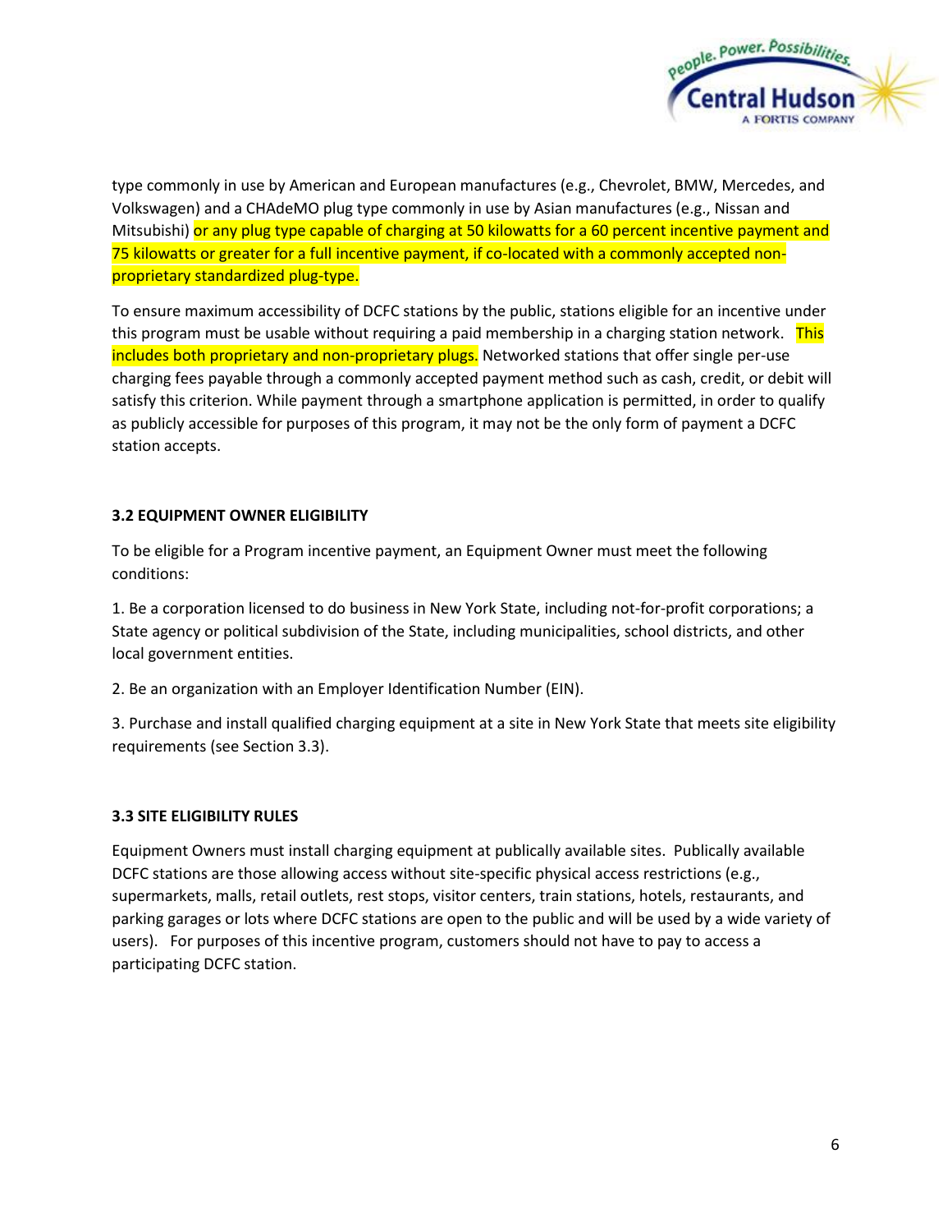type commonly in use by American and European manufactures (e.g., Chevrolet, BMW, Mercedes, and Volkswagen) and a CHAdeMO plug type commonly in use by Asian manufactures (e.g., Nissan and Mitsubishi) or any plug type capable of charging at 50 kilowatts for a 60 percent incentive payment and 75 kilowatts or greater for a full incentive payment, if co-located with a commonly accepted non-proprietary standardized plug-type.

To ensure maximum accessibility of DCFC stations by the public, stations eligible for an incentive under this program must be usable without requiring a paid membership in a charging station network. This includes both proprietary and non-proprietary plugs. Networked stations that offer single per-use charging fees payable through a commonly accepted payment method such as cash, credit, or debit will satisfy this criterion. While payment through a smartphone application is permitted, in order to qualify as publicly accessible for purposes of this program, it may not be the only form of payment a DCFC station accepts.

### 3.2 EQUIPMENT OWNER ELIGIBILITY

To be eligible for a Program incentive payment, an Equipment Owner must meet the following conditions:

1. Be a corporation licensed to do business in New York State, including not-for-profit corporations; a State agency or political subdivision of the State, including municipalities, school districts, and other local government entities.

2. Be an organization with an Employer Identification Number (EIN).

3. Purchase and install qualified charging equipment at a site in New York State that meets site eligibility requirements (see Section 3.3).

### 3.3 SITE ELIGIBILITY RULES

Equipment Owners must install charging equipment at publically available sites. Publically available DCFC stations are those allowing access without site-specific physical access restrictions (e.g., supermarkets, malls, retail outlets, rest stops, visitor centers, train stations, hotels, restaurants, and parking garages or lots where DCFC stations are open to the public and will be used by a wide variety of users). For purposes of this incentive program, customers should not have to pay to access a participating DCFC station.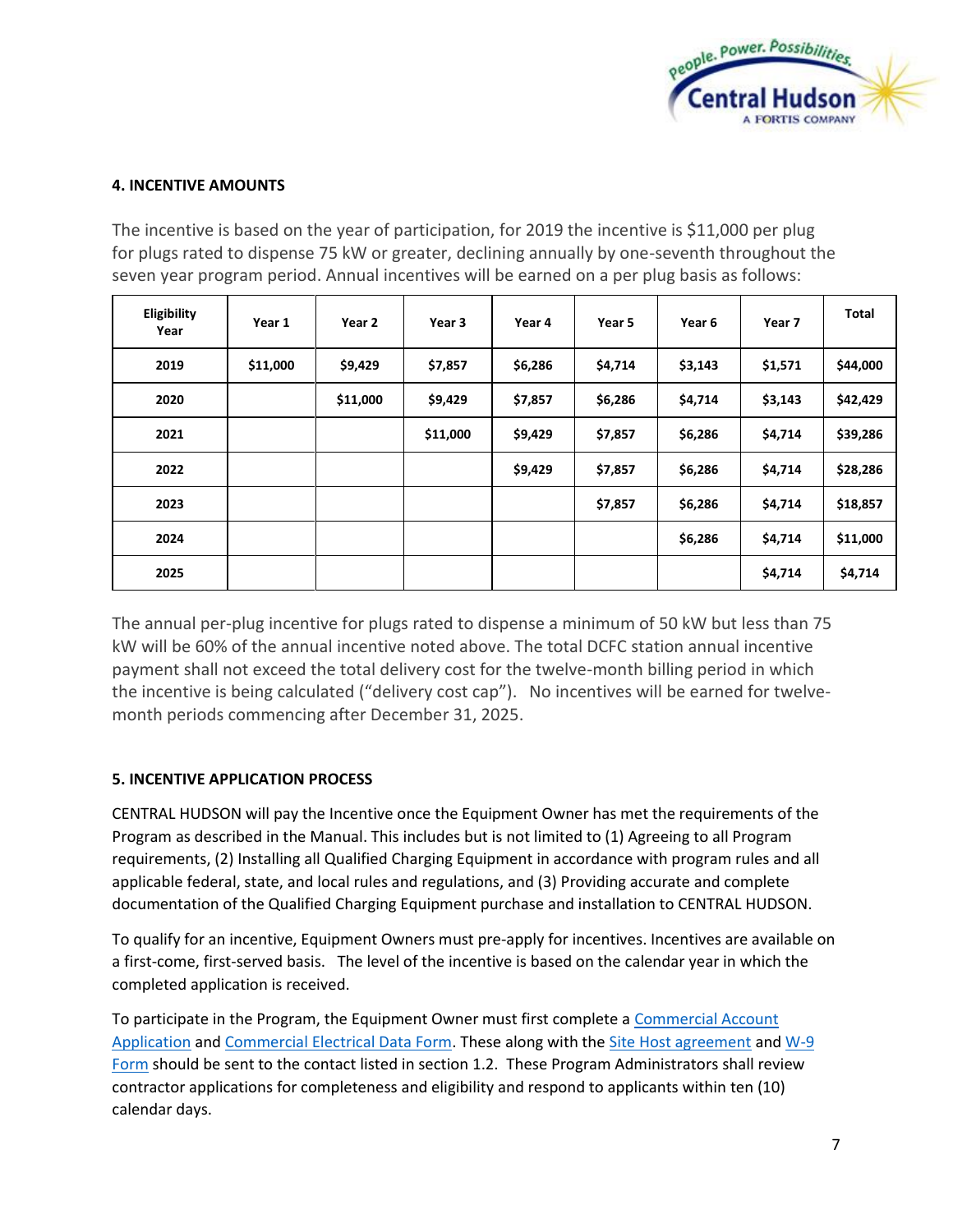**4. INCENTIVE AMOUNTS**

The incentive is based on the year of participation, for 2019 the incentive is $11,000 per plug for plugs rated to dispense 75 kW or greater, declining annually by one-seventh throughout the seven year program period. Annual incentives will be earned on a per plug basis as follows:

| Eligibility Year | Year 1 | Year 2 | Year 3 | Year 4 | Year 5 | Year 6 | Year 7 | Total |
|---|---|---|---|---|---|---|---|---|
| 2019 | $11,000 | $9,429 | $7,857 | $6,286 | $4,714 | $3,143 | $1,571 | $44,000 |
| 2020 | | $11,000 | $9,429 | $7,857 | $6,286 | $4,714 | $3,143 | $42,429 |
| 2021 | | | $11,000 | $9,429 | $7,857 | $6,286 | $4,714 | $39,286 |
| 2022 | | | | $9,429 | $7,857 | $6,286 | $4,714 | $28,286 |
| 2023 | | | | | $7,857 | $6,286 | $4,714 | $18,857 |
| 2024 | | | | | | $6,286 | $4,714 | $11,000 |
| 2025 | | | | | | | $4,714 | $4,714 |

The annual per-plug incentive for plugs rated to dispense a minimum of 50 kW but less than 75 kW will be 60% of the annual incentive noted above. The total DCFC station annual incentive payment shall not exceed the total delivery cost for the twelve-month billing period in which the incentive is being calculated ("delivery cost cap"). No incentives will be earned for twelve-month periods commencing after December 31, 2025.

**5. INCENTIVE APPLICATION PROCESS**

CENTRAL HUDSON will pay the Incentive once the Equipment Owner has met the requirements of the Program as described in the Manual. This includes but is not limited to (1) Agreeing to all Program requirements, (2) Installing all Qualified Charging Equipment in accordance with program rules and all applicable federal, state, and local rules and regulations, and (3) Providing accurate and complete documentation of the Qualified Charging Equipment purchase and installation to CENTRAL HUDSON.

To qualify for an incentive, Equipment Owners must pre-apply for incentives. Incentives are available on a first-come, first-served basis. The level of the incentive is based on the calendar year in which the completed application is received.

To participate in the Program, the Equipment Owner must first complete a Commercial Account Application and Commercial Electrical Data Form. These along with the Site Host agreement and W-9 Form should be sent to the contact listed in section 1.2. These Program Administrators shall review contractor applications for completeness and eligibility and respond to applicants within ten (10) calendar days.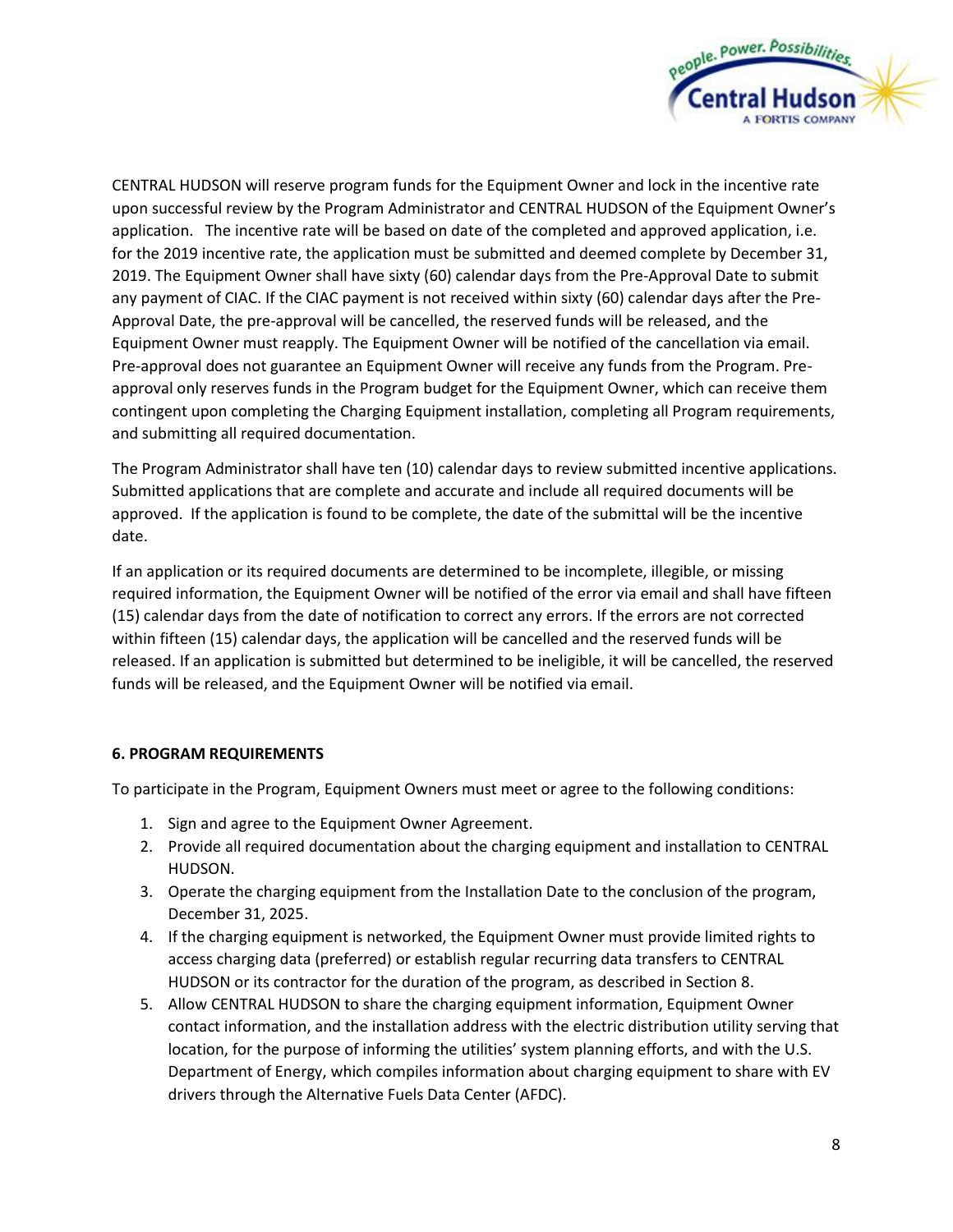CENTRAL HUDSON will reserve program funds for the Equipment Owner and lock in the incentive rate upon successful review by the Program Administrator and CENTRAL HUDSON of the Equipment Owner's application. The incentive rate will be based on date of the completed and approved application, i.e. for the 2019 incentive rate, the application must be submitted and deemed complete by December 31, 2019. The Equipment Owner shall have sixty (60) calendar days from the Pre-Approval Date to submit any payment of CIAC. If the CIAC payment is not received within sixty (60) calendar days after the Pre-Approval Date, the pre-approval will be cancelled, the reserved funds will be released, and the Equipment Owner must reapply. The Equipment Owner will be notified of the cancellation via email. Pre-approval does not guarantee an Equipment Owner will receive any funds from the Program. Pre-approval only reserves funds in the Program budget for the Equipment Owner, which can receive them contingent upon completing the Charging Equipment installation, completing all Program requirements, and submitting all required documentation.

The Program Administrator shall have ten (10) calendar days to review submitted incentive applications. Submitted applications that are complete and accurate and include all required documents will be approved. If the application is found to be complete, the date of the submittal will be the incentive date.

If an application or its required documents are determined to be incomplete, illegible, or missing required information, the Equipment Owner will be notified of the error via email and shall have fifteen (15) calendar days from the date of notification to correct any errors. If the errors are not corrected within fifteen (15) calendar days, the application will be cancelled and the reserved funds will be released. If an application is submitted but determined to be ineligible, it will be cancelled, the reserved funds will be released, and the Equipment Owner will be notified via email.

## 6. PROGRAM REQUIREMENTS

To participate in the Program, Equipment Owners must meet or agree to the following conditions:

1. Sign and agree to the Equipment Owner Agreement.
2. Provide all required documentation about the charging equipment and installation to CENTRAL HUDSON.
3. Operate the charging equipment from the Installation Date to the conclusion of the program, December 31, 2025.
4. If the charging equipment is networked, the Equipment Owner must provide limited rights to access charging data (preferred) or establish regular recurring data transfers to CENTRAL HUDSON or its contractor for the duration of the program, as described in Section 8.
5. Allow CENTRAL HUDSON to share the charging equipment information, Equipment Owner contact information, and the installation address with the electric distribution utility serving that location, for the purpose of informing the utilities' system planning efforts, and with the U.S. Department of Energy, which compiles information about charging equipment to share with EV drivers through the Alternative Fuels Data Center (AFDC).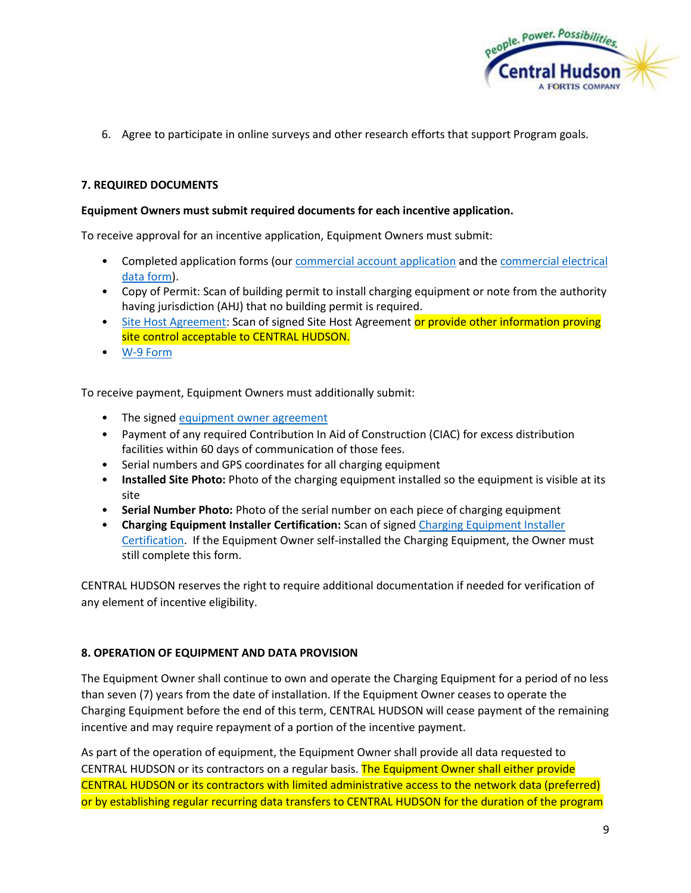6. Agree to participate in online surveys and other research efforts that support Program goals.

### 7. REQUIRED DOCUMENTS

**Equipment Owners must submit required documents for each incentive application.**

To receive approval for an incentive application, Equipment Owners must submit:

- Completed application forms (our commercial account application and the commercial electrical data form).
- Copy of Permit: Scan of building permit to install charging equipment or note from the authority having jurisdiction (AHJ) that no building permit is required.
- Site Host Agreement: Scan of signed Site Host Agreement or provide other information proving site control acceptable to CENTRAL HUDSON.
- W-9 Form

To receive payment, Equipment Owners must additionally submit:

- The signed equipment owner agreement
- Payment of any required Contribution In Aid of Construction (CIAC) for excess distribution facilities within 60 days of communication of those fees.
- Serial numbers and GPS coordinates for all charging equipment
- **Installed Site Photo:** Photo of the charging equipment installed so the equipment is visible at its site
- **Serial Number Photo:** Photo of the serial number on each piece of charging equipment
- **Charging Equipment Installer Certification:** Scan of signed Charging Equipment Installer Certification. If the Equipment Owner self-installed the Charging Equipment, the Owner must still complete this form.

CENTRAL HUDSON reserves the right to require additional documentation if needed for verification of any element of incentive eligibility.

### 8. OPERATION OF EQUIPMENT AND DATA PROVISION

The Equipment Owner shall continue to own and operate the Charging Equipment for a period of no less than seven (7) years from the date of installation. If the Equipment Owner ceases to operate the Charging Equipment before the end of this term, CENTRAL HUDSON will cease payment of the remaining incentive and may require repayment of a portion of the incentive payment.

As part of the operation of equipment, the Equipment Owner shall provide all data requested to CENTRAL HUDSON or its contractors on a regular basis. The Equipment Owner shall either provide CENTRAL HUDSON or its contractors with limited administrative access to the network data (preferred) or by establishing regular recurring data transfers to CENTRAL HUDSON for the duration of the program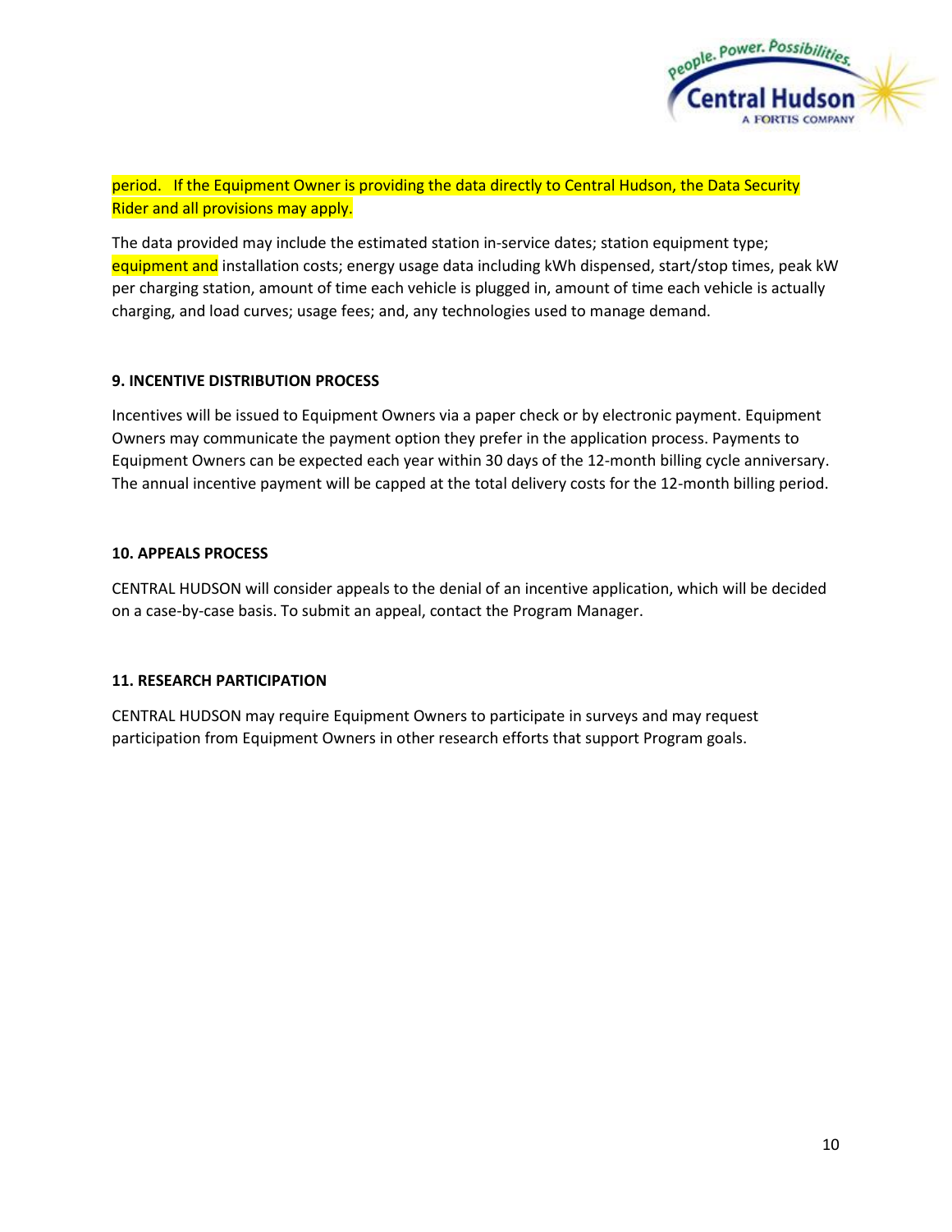period. If the Equipment Owner is providing the data directly to Central Hudson, the Data Security Rider and all provisions may apply.

The data provided may include the estimated station in-service dates; station equipment type; equipment and installation costs; energy usage data including kWh dispensed, start/stop times, peak kW per charging station, amount of time each vehicle is plugged in, amount of time each vehicle is actually charging, and load curves; usage fees; and, any technologies used to manage demand.

**9. INCENTIVE DISTRIBUTION PROCESS**

Incentives will be issued to Equipment Owners via a paper check or by electronic payment. Equipment Owners may communicate the payment option they prefer in the application process. Payments to Equipment Owners can be expected each year within 30 days of the 12-month billing cycle anniversary. The annual incentive payment will be capped at the total delivery costs for the 12-month billing period.

**10. APPEALS PROCESS**

CENTRAL HUDSON will consider appeals to the denial of an incentive application, which will be decided on a case-by-case basis. To submit an appeal, contact the Program Manager.

**11. RESEARCH PARTICIPATION**

CENTRAL HUDSON may require Equipment Owners to participate in surveys and may request participation from Equipment Owners in other research efforts that support Program goals.